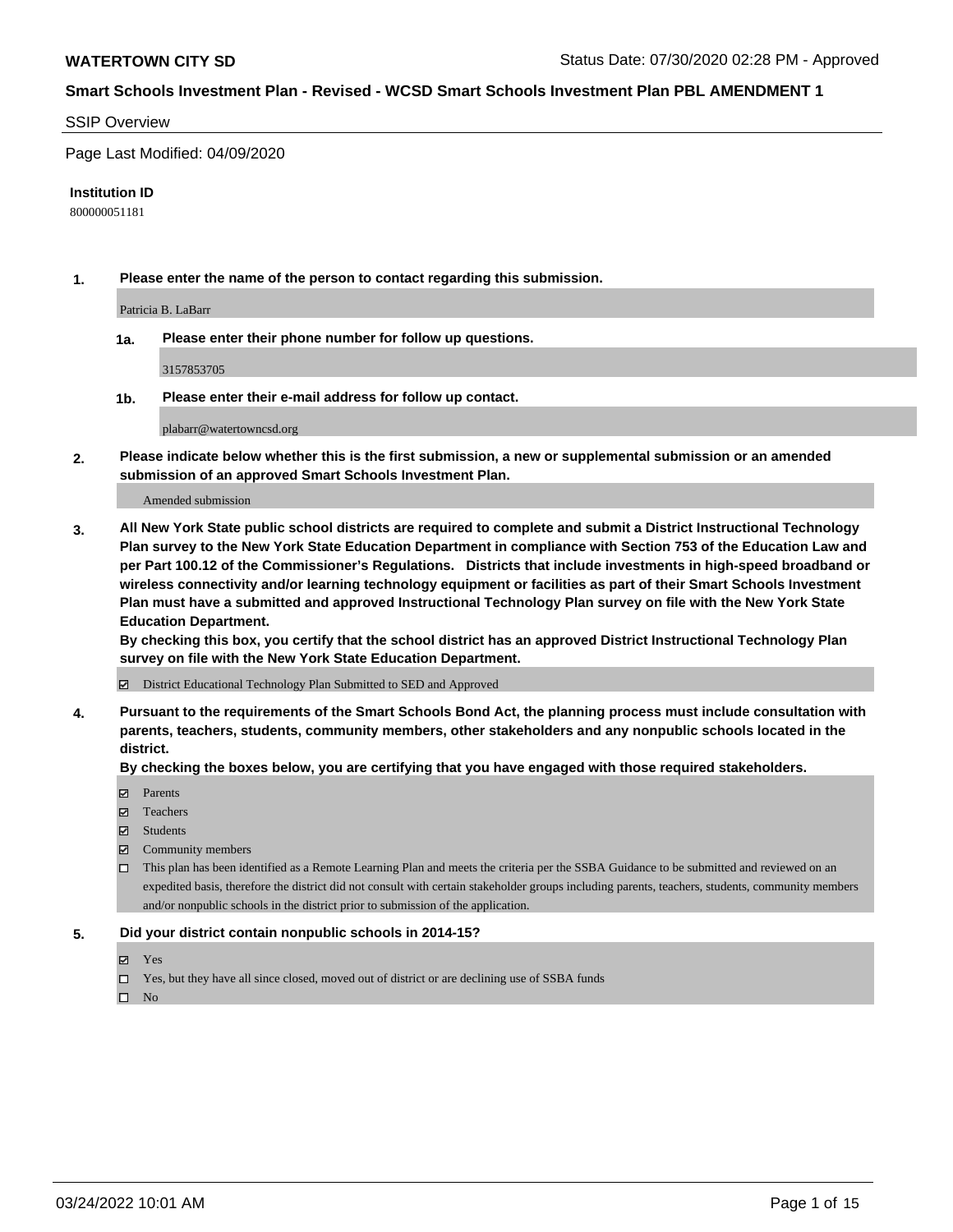**WATERTOWN CITY SD** Status Date: 07/30/2020 02:28 PM - Approved

## Smart Schools Investment Plan - Revised - WCSD Smart Schools Investment Plan PBL AMENDMENT 1

SSIP Overview

Page Last Modified: 04/09/2020

**Institution ID**

800000051181

**1. Please enter the name of the person to contact regarding this submission.**

Patricia B. LaBarr

**1a. Please enter their phone number for follow up questions.**

3157853705

**1b. Please enter their e-mail address for follow up contact.**

plabarr@watertowncsd.org

**2. Please indicate below whether this is the first submission, a new or supplemental submission or an amended submission of an approved Smart Schools Investment Plan.**

Amended submission

**3. All New York State public school districts are required to complete and submit a District Instructional Technology Plan survey to the New York State Education Department in compliance with Section 753 of the Education Law and per Part 100.12 of the Commissioner's Regulations. Districts that include investments in high-speed broadband or wireless connectivity and/or learning technology equipment or facilities as part of their Smart Schools Investment Plan must have a submitted and approved Instructional Technology Plan survey on file with the New York State Education Department.**
**By checking this box, you certify that the school district has an approved District Instructional Technology Plan survey on file with the New York State Education Department.**

☑ District Educational Technology Plan Submitted to SED and Approved

**4. Pursuant to the requirements of the Smart Schools Bond Act, the planning process must include consultation with parents, teachers, students, community members, other stakeholders and any nonpublic schools located in the district.**
**By checking the boxes below, you are certifying that you have engaged with those required stakeholders.**

☑ Parents
☑ Teachers
☑ Students
☑ Community members
☐ This plan has been identified as a Remote Learning Plan and meets the criteria per the SSBA Guidance to be submitted and reviewed on an expedited basis, therefore the district did not consult with certain stakeholder groups including parents, teachers, students, community members and/or nonpublic schools in the district prior to submission of the application.

**5. Did your district contain nonpublic schools in 2014-15?**

☑ Yes
☐ Yes, but they have all since closed, moved out of district or are declining use of SSBA funds
☐ No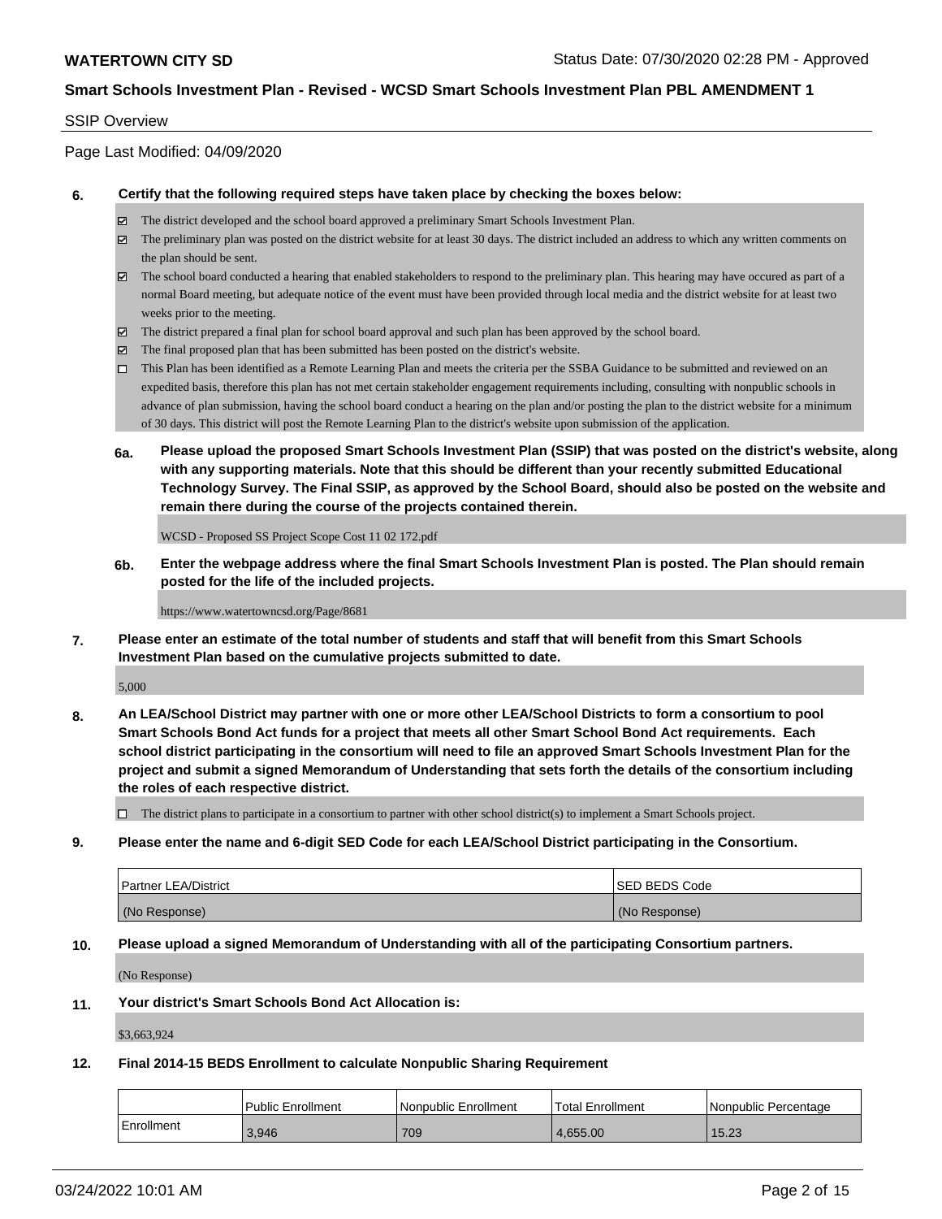## SSIP Overview

Page Last Modified: 04/09/2020

**6. Certify that the following required steps have taken place by checking the boxes below:**

- ☑ The district developed and the school board approved a preliminary Smart Schools Investment Plan.
- ☑ The preliminary plan was posted on the district website for at least 30 days. The district included an address to which any written comments on the plan should be sent.
- ☑ The school board conducted a hearing that enabled stakeholders to respond to the preliminary plan. This hearing may have occured as part of a normal Board meeting, but adequate notice of the event must have been provided through local media and the district website for at least two weeks prior to the meeting.
- ☑ The district prepared a final plan for school board approval and such plan has been approved by the school board.
- ☑ The final proposed plan that has been submitted has been posted on the district's website.
- ☐ This Plan has been identified as a Remote Learning Plan and meets the criteria per the SSBA Guidance to be submitted and reviewed on an expedited basis, therefore this plan has not met certain stakeholder engagement requirements including, consulting with nonpublic schools in advance of plan submission, having the school board conduct a hearing on the plan and/or posting the plan to the district website for a minimum of 30 days. This district will post the Remote Learning Plan to the district's website upon submission of the application.

**6a. Please upload the proposed Smart Schools Investment Plan (SSIP) that was posted on the district's website, along with any supporting materials. Note that this should be different than your recently submitted Educational Technology Survey. The Final SSIP, as approved by the School Board, should also be posted on the website and remain there during the course of the projects contained therein.**

WCSD - Proposed SS Project Scope Cost 11 02 172.pdf

**6b. Enter the webpage address where the final Smart Schools Investment Plan is posted. The Plan should remain posted for the life of the included projects.**

https://www.watertowncsd.org/Page/8681

**7. Please enter an estimate of the total number of students and staff that will benefit from this Smart Schools Investment Plan based on the cumulative projects submitted to date.**

5,000

**8. An LEA/School District may partner with one or more other LEA/School Districts to form a consortium to pool Smart Schools Bond Act funds for a project that meets all other Smart School Bond Act requirements. Each school district participating in the consortium will need to file an approved Smart Schools Investment Plan for the project and submit a signed Memorandum of Understanding that sets forth the details of the consortium including the roles of each respective district.**

- ☐ The district plans to participate in a consortium to partner with other school district(s) to implement a Smart Schools project.

**9. Please enter the name and 6-digit SED Code for each LEA/School District participating in the Consortium.**

| Partner LEA/District | SED BEDS Code |
|---|---|
| (No Response) | (No Response) |

**10. Please upload a signed Memorandum of Understanding with all of the participating Consortium partners.**

(No Response)

**11. Your district's Smart Schools Bond Act Allocation is:**

$3,663,924

**12. Final 2014-15 BEDS Enrollment to calculate Nonpublic Sharing Requirement**

| | Public Enrollment | Nonpublic Enrollment | Total Enrollment | Nonpublic Percentage |
|---|---|---|---|---|
| Enrollment | 3,946 | 709 | 4,655.00 | 15.23 |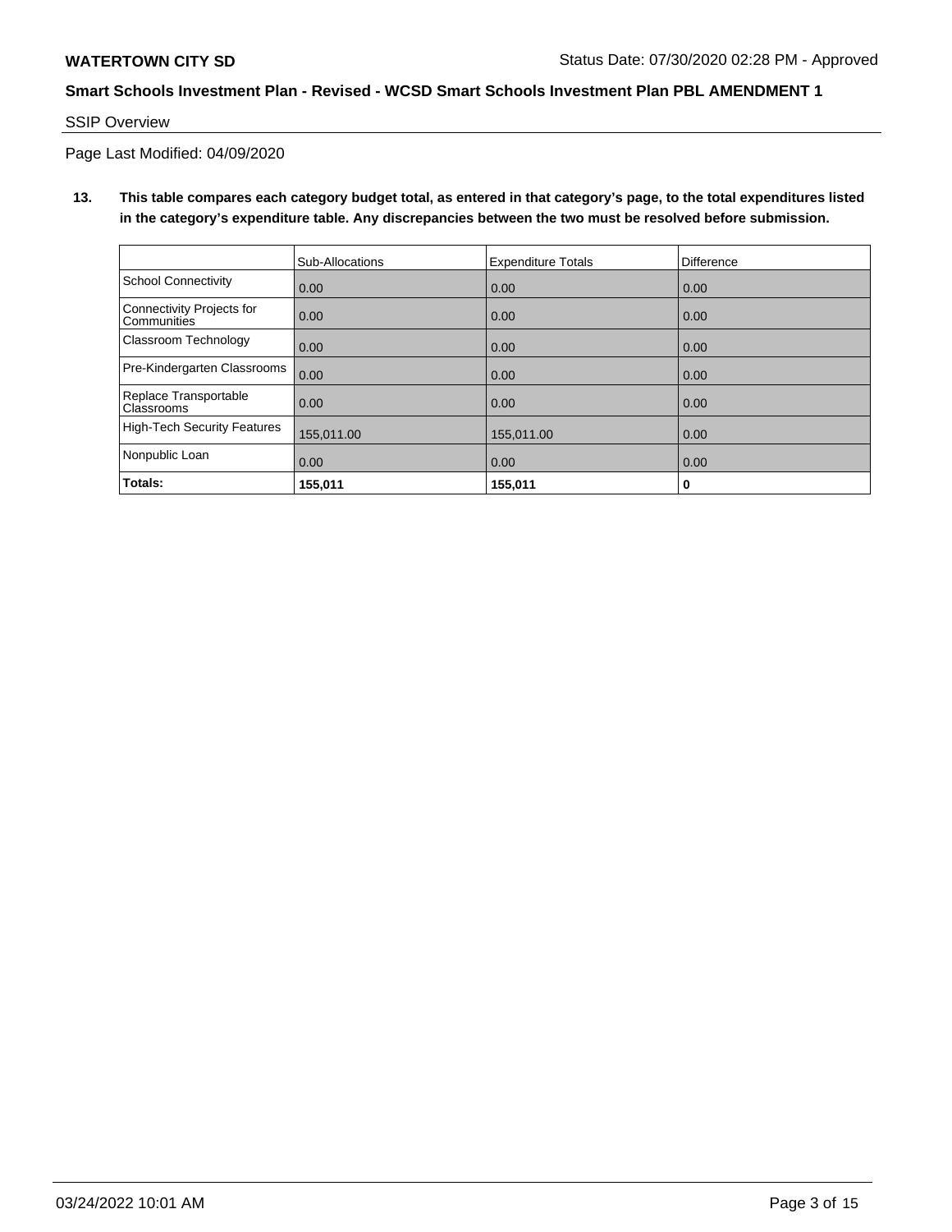# WATERTOWN CITY SD

Status Date: 07/30/2020 02:28 PM - Approved

## Smart Schools Investment Plan - Revised - WCSD Smart Schools Investment Plan PBL AMENDMENT 1

SSIP Overview

Page Last Modified: 04/09/2020

**13. This table compares each category budget total, as entered in that category's page, to the total expenditures listed in the category's expenditure table. Any discrepancies between the two must be resolved before submission.**

| | Sub-Allocations | Expenditure Totals | Difference |
|---|---|---|---|
| School Connectivity | 0.00 | 0.00 | 0.00 |
| Connectivity Projects for Communities | 0.00 | 0.00 | 0.00 |
| Classroom Technology | 0.00 | 0.00 | 0.00 |
| Pre-Kindergarten Classrooms | 0.00 | 0.00 | 0.00 |
| Replace Transportable Classrooms | 0.00 | 0.00 | 0.00 |
| High-Tech Security Features | 155,011.00 | 155,011.00 | 0.00 |
| Nonpublic Loan | 0.00 | 0.00 | 0.00 |
| **Totals:** | **155,011** | **155,011** | **0** |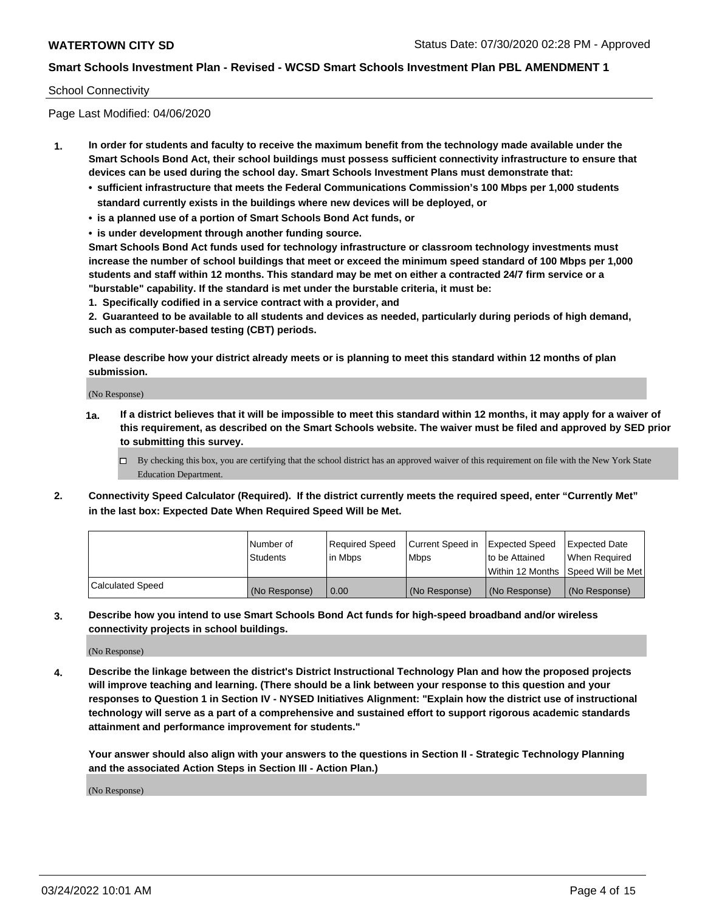School Connectivity

Page Last Modified: 04/06/2020

**1. In order for students and faculty to receive the maximum benefit from the technology made available under the Smart Schools Bond Act, their school buildings must possess sufficient connectivity infrastructure to ensure that devices can be used during the school day. Smart Schools Investment Plans must demonstrate that:**

- **sufficient infrastructure that meets the Federal Communications Commission's 100 Mbps per 1,000 students standard currently exists in the buildings where new devices will be deployed, or**
- **is a planned use of a portion of Smart Schools Bond Act funds, or**
- **is under development through another funding source.**

**Smart Schools Bond Act funds used for technology infrastructure or classroom technology investments must increase the number of school buildings that meet or exceed the minimum speed standard of 100 Mbps per 1,000 students and staff within 12 months. This standard may be met on either a contracted 24/7 firm service or a "burstable" capability. If the standard is met under the burstable criteria, it must be:**

**1. Specifically codified in a service contract with a provider, and**

**2. Guaranteed to be available to all students and devices as needed, particularly during periods of high demand, such as computer-based testing (CBT) periods.**

**Please describe how your district already meets or is planning to meet this standard within 12 months of plan submission.**

(No Response)

**1a. If a district believes that it will be impossible to meet this standard within 12 months, it may apply for a waiver of this requirement, as described on the Smart Schools website. The waiver must be filed and approved by SED prior to submitting this survey.**

☐ By checking this box, you are certifying that the school district has an approved waiver of this requirement on file with the New York State Education Department.

**2. Connectivity Speed Calculator (Required). If the district currently meets the required speed, enter "Currently Met" in the last box: Expected Date When Required Speed Will be Met.**

| | Number of Students | Required Speed in Mbps | Current Speed in Mbps | Expected Speed to be Attained Within 12 Months | Expected Date When Required Speed Will be Met |
|---|---|---|---|---|---|
| Calculated Speed | (No Response) | 0.00 | (No Response) | (No Response) | (No Response) |

**3. Describe how you intend to use Smart Schools Bond Act funds for high-speed broadband and/or wireless connectivity projects in school buildings.**

(No Response)

**4. Describe the linkage between the district's District Instructional Technology Plan and how the proposed projects will improve teaching and learning. (There should be a link between your response to this question and your responses to Question 1 in Section IV - NYSED Initiatives Alignment: "Explain how the district use of instructional technology will serve as a part of a comprehensive and sustained effort to support rigorous academic standards attainment and performance improvement for students."**

**Your answer should also align with your answers to the questions in Section II - Strategic Technology Planning and the associated Action Steps in Section III - Action Plan.)**

(No Response)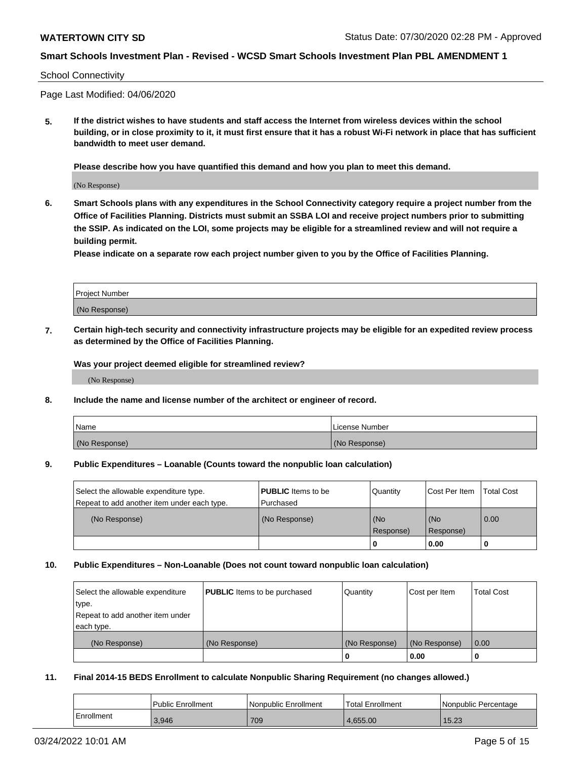School Connectivity

Page Last Modified: 04/06/2020

**5. If the district wishes to have students and staff access the Internet from wireless devices within the school building, or in close proximity to it, it must first ensure that it has a robust Wi-Fi network in place that has sufficient bandwidth to meet user demand.**

**Please describe how you have quantified this demand and how you plan to meet this demand.**

(No Response)

**6. Smart Schools plans with any expenditures in the School Connectivity category require a project number from the Office of Facilities Planning. Districts must submit an SSBA LOI and receive project numbers prior to submitting the SSIP. As indicated on the LOI, some projects may be eligible for a streamlined review and will not require a building permit.**

**Please indicate on a separate row each project number given to you by the Office of Facilities Planning.**

| Project Number |
|---|
| (No Response) |

**7. Certain high-tech security and connectivity infrastructure projects may be eligible for an expedited review process as determined by the Office of Facilities Planning.**

**Was your project deemed eligible for streamlined review?**

(No Response)

**8. Include the name and license number of the architect or engineer of record.**

| Name | License Number |
|---|---|
| (No Response) | (No Response) |

**9. Public Expenditures – Loanable (Counts toward the nonpublic loan calculation)**

| Select the allowable expenditure type. Repeat to add another item under each type. | **PUBLIC** Items to be Purchased | Quantity | Cost Per Item | Total Cost |
|---|---|---|---|---|
| (No Response) | (No Response) | (No Response) | (No Response) | 0.00 |
| | | **0** | **0.00** | **0** |

**10. Public Expenditures – Non-Loanable (Does not count toward nonpublic loan calculation)**

| Select the allowable expenditure type. Repeat to add another item under each type. | **PUBLIC** Items to be purchased | Quantity | Cost per Item | Total Cost |
|---|---|---|---|---|
| (No Response) | (No Response) | (No Response) | (No Response) | 0.00 |
| | | **0** | **0.00** | **0** |

**11. Final 2014-15 BEDS Enrollment to calculate Nonpublic Sharing Requirement (no changes allowed.)**

| | Public Enrollment | Nonpublic Enrollment | Total Enrollment | Nonpublic Percentage |
|---|---|---|---|---|
| Enrollment | 3,946 | 709 | 4,655.00 | 15.23 |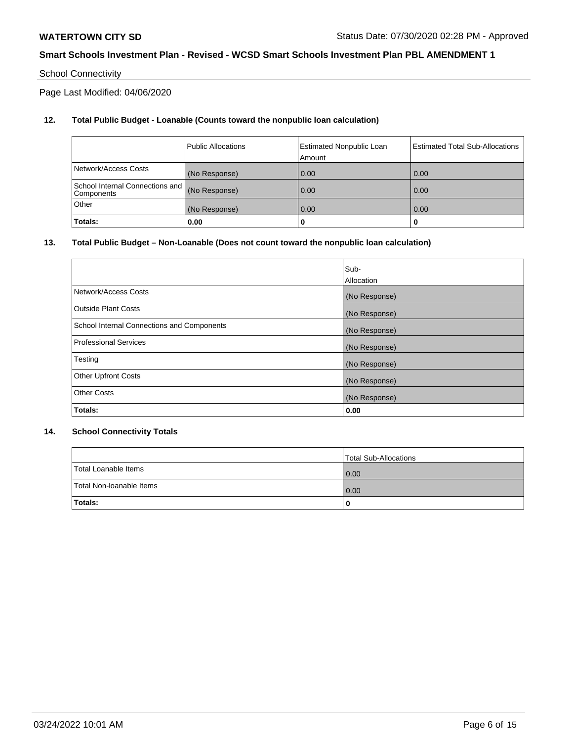School Connectivity

Page Last Modified: 04/06/2020

**12. Total Public Budget - Loanable (Counts toward the nonpublic loan calculation)**

| | Public Allocations | Estimated Nonpublic Loan Amount | Estimated Total Sub-Allocations |
|---|---|---|---|
| Network/Access Costs | (No Response) | 0.00 | 0.00 |
| School Internal Connections and Components | (No Response) | 0.00 | 0.00 |
| Other | (No Response) | 0.00 | 0.00 |
| **Totals:** | **0.00** | **0** | **0** |

**13. Total Public Budget – Non-Loanable (Does not count toward the nonpublic loan calculation)**

| | Sub-Allocation |
|---|---|
| Network/Access Costs | (No Response) |
| Outside Plant Costs | (No Response) |
| School Internal Connections and Components | (No Response) |
| Professional Services | (No Response) |
| Testing | (No Response) |
| Other Upfront Costs | (No Response) |
| Other Costs | (No Response) |
| **Totals:** | **0.00** |

**14. School Connectivity Totals**

| | Total Sub-Allocations |
|---|---|
| Total Loanable Items | 0.00 |
| Total Non-loanable Items | 0.00 |
| **Totals:** | **0** |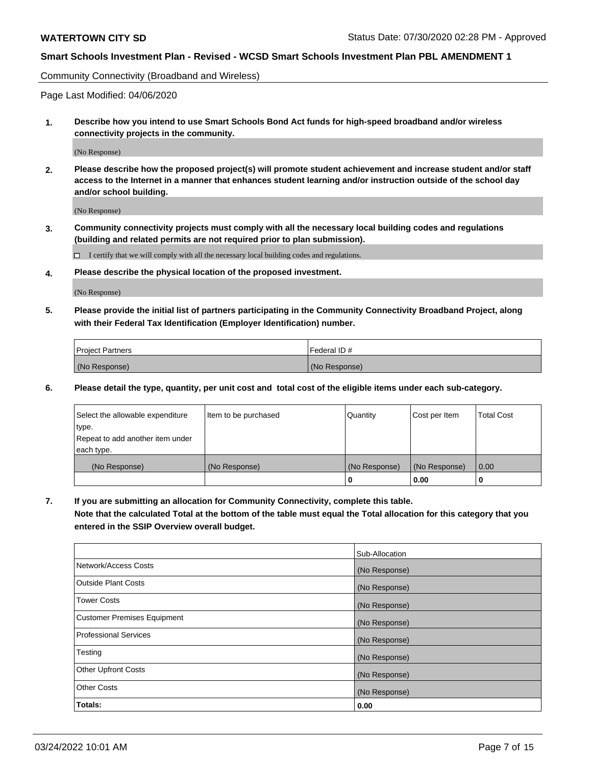**WATERTOWN CITY SD** Status Date: 07/30/2020 02:28 PM - Approved

**Smart Schools Investment Plan - Revised - WCSD Smart Schools Investment Plan PBL AMENDMENT 1**

Community Connectivity (Broadband and Wireless)

Page Last Modified: 04/06/2020

**1. Describe how you intend to use Smart Schools Bond Act funds for high-speed broadband and/or wireless connectivity projects in the community.**

(No Response)

**2. Please describe how the proposed project(s) will promote student achievement and increase student and/or staff access to the Internet in a manner that enhances student learning and/or instruction outside of the school day and/or school building.**

(No Response)

**3. Community connectivity projects must comply with all the necessary local building codes and regulations (building and related permits are not required prior to plan submission).**

☐ I certify that we will comply with all the necessary local building codes and regulations.

**4. Please describe the physical location of the proposed investment.**

(No Response)

**5. Please provide the initial list of partners participating in the Community Connectivity Broadband Project, along with their Federal Tax Identification (Employer Identification) number.**

| Project Partners | Federal ID # |
| --- | --- |
| (No Response) | (No Response) |

**6. Please detail the type, quantity, per unit cost and total cost of the eligible items under each sub-category.**

| Select the allowable expenditure type. Repeat to add another item under each type. | Item to be purchased | Quantity | Cost per Item | Total Cost |
| --- | --- | --- | --- | --- |
| (No Response) | (No Response) | (No Response) | (No Response) | 0.00 |
| | | 0 | 0.00 | 0 |

**7. If you are submitting an allocation for Community Connectivity, complete this table. Note that the calculated Total at the bottom of the table must equal the Total allocation for this category that you entered in the SSIP Overview overall budget.**

| | Sub-Allocation |
| --- | --- |
| Network/Access Costs | (No Response) |
| Outside Plant Costs | (No Response) |
| Tower Costs | (No Response) |
| Customer Premises Equipment | (No Response) |
| Professional Services | (No Response) |
| Testing | (No Response) |
| Other Upfront Costs | (No Response) |
| Other Costs | (No Response) |
| **Totals:** | **0.00** |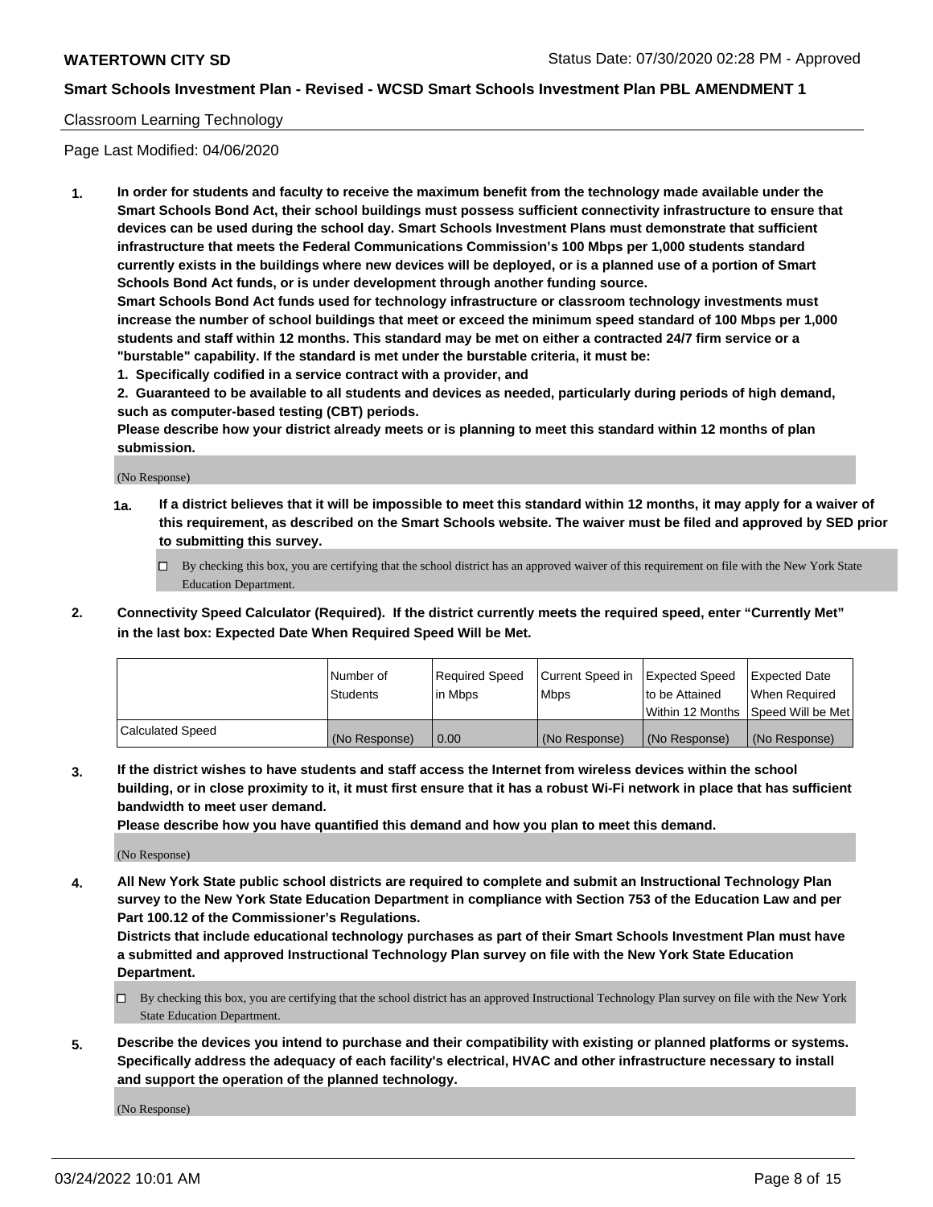Classroom Learning Technology

Page Last Modified: 04/06/2020

**1. In order for students and faculty to receive the maximum benefit from the technology made available under the Smart Schools Bond Act, their school buildings must possess sufficient connectivity infrastructure to ensure that devices can be used during the school day. Smart Schools Investment Plans must demonstrate that sufficient infrastructure that meets the Federal Communications Commission's 100 Mbps per 1,000 students standard currently exists in the buildings where new devices will be deployed, or is a planned use of a portion of Smart Schools Bond Act funds, or is under development through another funding source.**

**Smart Schools Bond Act funds used for technology infrastructure or classroom technology investments must increase the number of school buildings that meet or exceed the minimum speed standard of 100 Mbps per 1,000 students and staff within 12 months. This standard may be met on either a contracted 24/7 firm service or a "burstable" capability. If the standard is met under the burstable criteria, it must be:**

**1. Specifically codified in a service contract with a provider, and**

**2. Guaranteed to be available to all students and devices as needed, particularly during periods of high demand, such as computer-based testing (CBT) periods.**

**Please describe how your district already meets or is planning to meet this standard within 12 months of plan submission.**

(No Response)

**1a. If a district believes that it will be impossible to meet this standard within 12 months, it may apply for a waiver of this requirement, as described on the Smart Schools website. The waiver must be filed and approved by SED prior to submitting this survey.**

☐ By checking this box, you are certifying that the school district has an approved waiver of this requirement on file with the New York State Education Department.

**2. Connectivity Speed Calculator (Required). If the district currently meets the required speed, enter "Currently Met" in the last box: Expected Date When Required Speed Will be Met.**

| | Number of Students | Required Speed in Mbps | Current Speed in Mbps | Expected Speed to be Attained Within 12 Months | Expected Date When Required Speed Will be Met |
|---|---|---|---|---|---|
| Calculated Speed | (No Response) | 0.00 | (No Response) | (No Response) | (No Response) |

**3. If the district wishes to have students and staff access the Internet from wireless devices within the school building, or in close proximity to it, it must first ensure that it has a robust Wi-Fi network in place that has sufficient bandwidth to meet user demand.**

**Please describe how you have quantified this demand and how you plan to meet this demand.**

(No Response)

**4. All New York State public school districts are required to complete and submit an Instructional Technology Plan survey to the New York State Education Department in compliance with Section 753 of the Education Law and per Part 100.12 of the Commissioner's Regulations.**

**Districts that include educational technology purchases as part of their Smart Schools Investment Plan must have a submitted and approved Instructional Technology Plan survey on file with the New York State Education Department.**

☐ By checking this box, you are certifying that the school district has an approved Instructional Technology Plan survey on file with the New York State Education Department.

**5. Describe the devices you intend to purchase and their compatibility with existing or planned platforms or systems. Specifically address the adequacy of each facility's electrical, HVAC and other infrastructure necessary to install and support the operation of the planned technology.**

(No Response)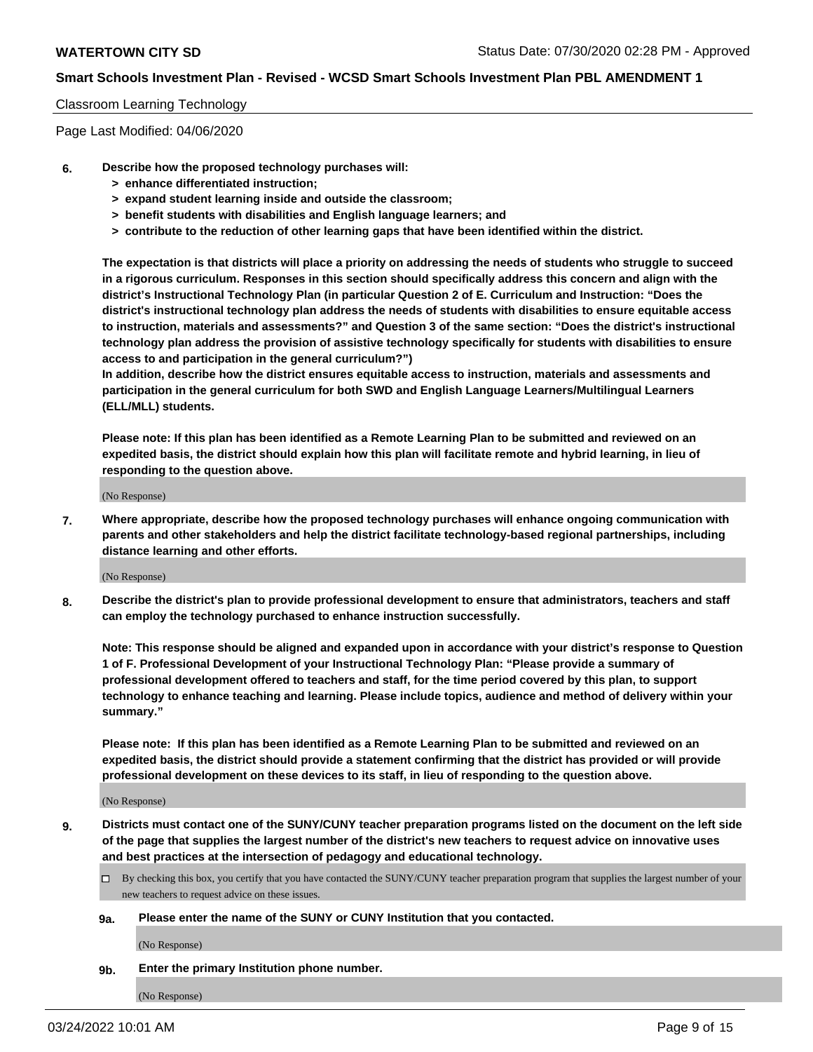Classroom Learning Technology

Page Last Modified: 04/06/2020

**6. Describe how the proposed technology purchases will:**
- **> enhance differentiated instruction;**
- **> expand student learning inside and outside the classroom;**
- **> benefit students with disabilities and English language learners; and**
- **> contribute to the reduction of other learning gaps that have been identified within the district.**

**The expectation is that districts will place a priority on addressing the needs of students who struggle to succeed in a rigorous curriculum. Responses in this section should specifically address this concern and align with the district's Instructional Technology Plan (in particular Question 2 of E. Curriculum and Instruction: "Does the district's instructional technology plan address the needs of students with disabilities to ensure equitable access to instruction, materials and assessments?" and Question 3 of the same section: "Does the district's instructional technology plan address the provision of assistive technology specifically for students with disabilities to ensure access to and participation in the general curriculum?")**

**In addition, describe how the district ensures equitable access to instruction, materials and assessments and participation in the general curriculum for both SWD and English Language Learners/Multilingual Learners (ELL/MLL) students.**

**Please note: If this plan has been identified as a Remote Learning Plan to be submitted and reviewed on an expedited basis, the district should explain how this plan will facilitate remote and hybrid learning, in lieu of responding to the question above.**

(No Response)

**7. Where appropriate, describe how the proposed technology purchases will enhance ongoing communication with parents and other stakeholders and help the district facilitate technology-based regional partnerships, including distance learning and other efforts.**

(No Response)

**8. Describe the district's plan to provide professional development to ensure that administrators, teachers and staff can employ the technology purchased to enhance instruction successfully.**

**Note: This response should be aligned and expanded upon in accordance with your district's response to Question 1 of F. Professional Development of your Instructional Technology Plan: "Please provide a summary of professional development offered to teachers and staff, for the time period covered by this plan, to support technology to enhance teaching and learning. Please include topics, audience and method of delivery within your summary."**

**Please note: If this plan has been identified as a Remote Learning Plan to be submitted and reviewed on an expedited basis, the district should provide a statement confirming that the district has provided or will provide professional development on these devices to its staff, in lieu of responding to the question above.**

(No Response)

**9. Districts must contact one of the SUNY/CUNY teacher preparation programs listed on the document on the left side of the page that supplies the largest number of the district's new teachers to request advice on innovative uses and best practices at the intersection of pedagogy and educational technology.**

☐ By checking this box, you certify that you have contacted the SUNY/CUNY teacher preparation program that supplies the largest number of your new teachers to request advice on these issues.

**9a. Please enter the name of the SUNY or CUNY Institution that you contacted.**

(No Response)

**9b. Enter the primary Institution phone number.**

(No Response)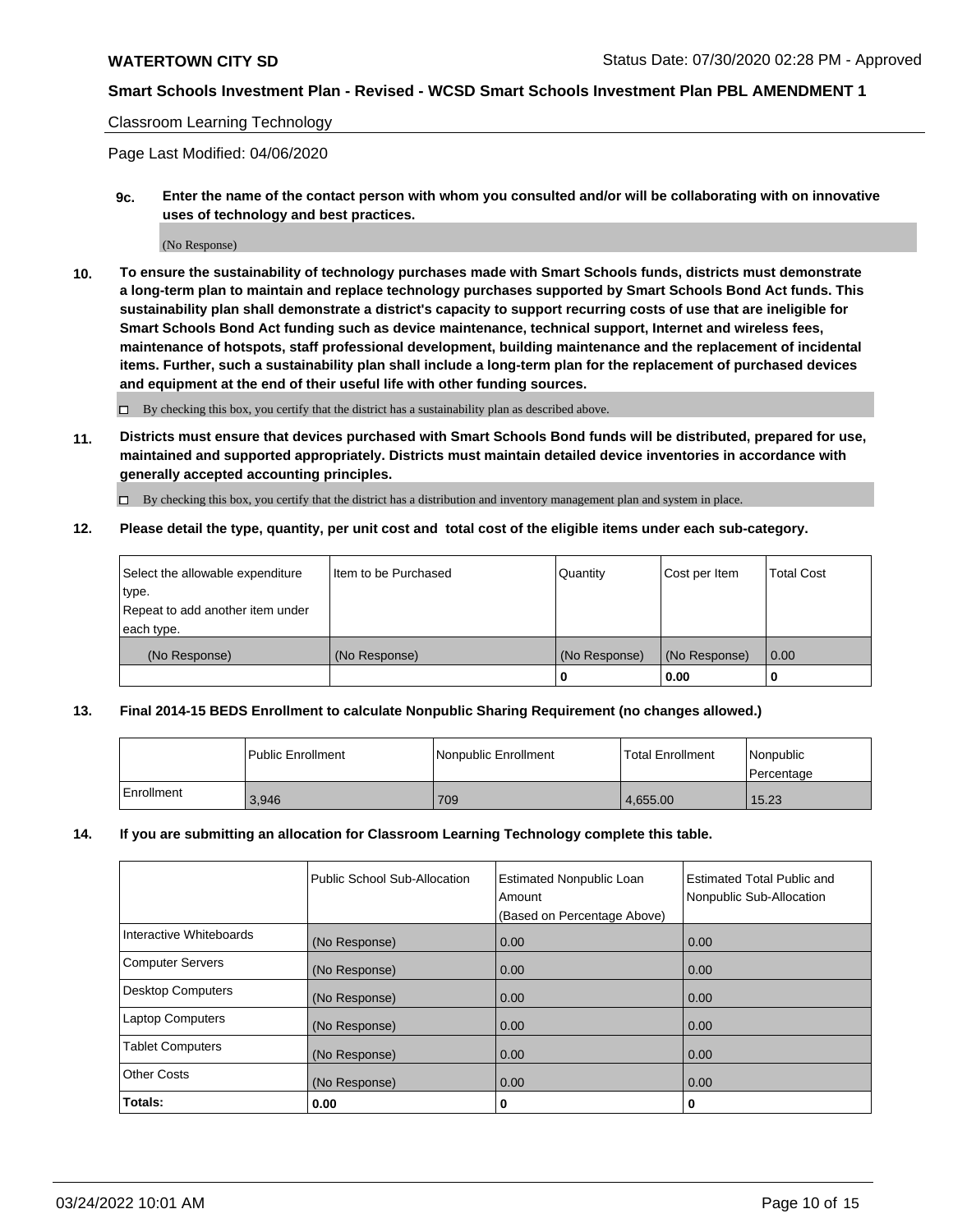Classroom Learning Technology

Page Last Modified: 04/06/2020

**9c. Enter the name of the contact person with whom you consulted and/or will be collaborating with on innovative uses of technology and best practices.**

(No Response)

**10. To ensure the sustainability of technology purchases made with Smart Schools funds, districts must demonstrate a long-term plan to maintain and replace technology purchases supported by Smart Schools Bond Act funds. This sustainability plan shall demonstrate a district's capacity to support recurring costs of use that are ineligible for Smart Schools Bond Act funding such as device maintenance, technical support, Internet and wireless fees, maintenance of hotspots, staff professional development, building maintenance and the replacement of incidental items. Further, such a sustainability plan shall include a long-term plan for the replacement of purchased devices and equipment at the end of their useful life with other funding sources.**

☐ By checking this box, you certify that the district has a sustainability plan as described above.

**11. Districts must ensure that devices purchased with Smart Schools Bond funds will be distributed, prepared for use, maintained and supported appropriately. Districts must maintain detailed device inventories in accordance with generally accepted accounting principles.**

☐ By checking this box, you certify that the district has a distribution and inventory management plan and system in place.

**12. Please detail the type, quantity, per unit cost and total cost of the eligible items under each sub-category.**

| Select the allowable expenditure type. Repeat to add another item under each type. | Item to be Purchased | Quantity | Cost per Item | Total Cost |
|---|---|---|---|---|
| (No Response) | (No Response) | (No Response) | (No Response) | 0.00 |
| | | 0 | 0.00 | 0 |

**13. Final 2014-15 BEDS Enrollment to calculate Nonpublic Sharing Requirement (no changes allowed.)**

| | Public Enrollment | Nonpublic Enrollment | Total Enrollment | Nonpublic Percentage |
|---|---|---|---|---|
| Enrollment | 3,946 | 709 | 4,655.00 | 15.23 |

**14. If you are submitting an allocation for Classroom Learning Technology complete this table.**

| | Public School Sub-Allocation | Estimated Nonpublic Loan Amount (Based on Percentage Above) | Estimated Total Public and Nonpublic Sub-Allocation |
|---|---|---|---|
| Interactive Whiteboards | (No Response) | 0.00 | 0.00 |
| Computer Servers | (No Response) | 0.00 | 0.00 |
| Desktop Computers | (No Response) | 0.00 | 0.00 |
| Laptop Computers | (No Response) | 0.00 | 0.00 |
| Tablet Computers | (No Response) | 0.00 | 0.00 |
| Other Costs | (No Response) | 0.00 | 0.00 |
| **Totals:** | 0.00 | 0 | 0 |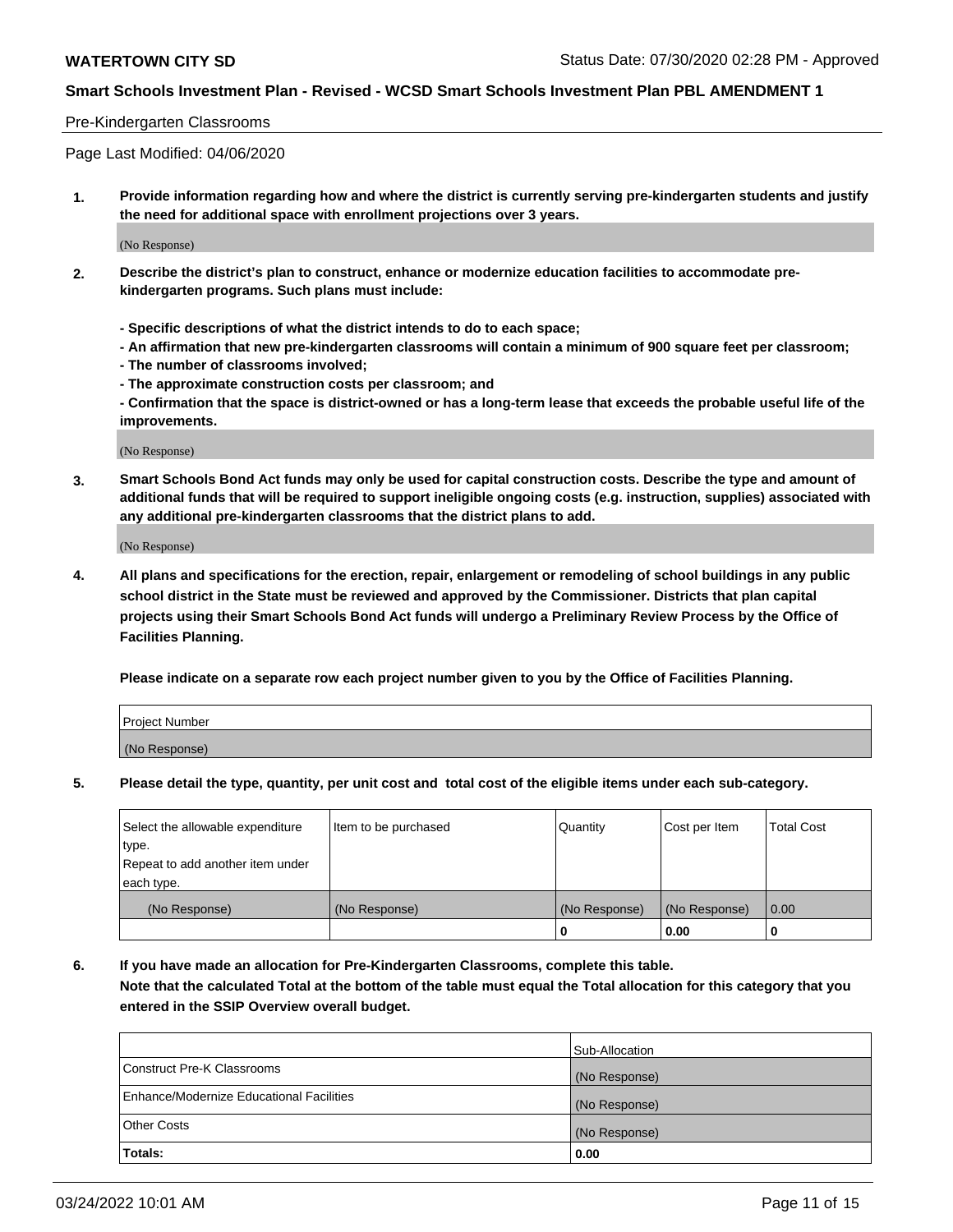Pre-Kindergarten Classrooms

Page Last Modified: 04/06/2020

**1. Provide information regarding how and where the district is currently serving pre-kindergarten students and justify the need for additional space with enrollment projections over 3 years.**

(No Response)

**2. Describe the district's plan to construct, enhance or modernize education facilities to accommodate pre-kindergarten programs. Such plans must include:**

**- Specific descriptions of what the district intends to do to each space;**
**- An affirmation that new pre-kindergarten classrooms will contain a minimum of 900 square feet per classroom;**
**- The number of classrooms involved;**
**- The approximate construction costs per classroom; and**
**- Confirmation that the space is district-owned or has a long-term lease that exceeds the probable useful life of the improvements.**

(No Response)

**3. Smart Schools Bond Act funds may only be used for capital construction costs. Describe the type and amount of additional funds that will be required to support ineligible ongoing costs (e.g. instruction, supplies) associated with any additional pre-kindergarten classrooms that the district plans to add.**

(No Response)

**4. All plans and specifications for the erection, repair, enlargement or remodeling of school buildings in any public school district in the State must be reviewed and approved by the Commissioner. Districts that plan capital projects using their Smart Schools Bond Act funds will undergo a Preliminary Review Process by the Office of Facilities Planning.**

**Please indicate on a separate row each project number given to you by the Office of Facilities Planning.**

| Project Number |
|---|
| (No Response) |

**5. Please detail the type, quantity, per unit cost and total cost of the eligible items under each sub-category.**

| Select the allowable expenditure type. Repeat to add another item under each type. | Item to be purchased | Quantity | Cost per Item | Total Cost |
|---|---|---|---|---|
| (No Response) | (No Response) | (No Response) | (No Response) | 0.00 |
| | | 0 | 0.00 | 0 |

**6. If you have made an allocation for Pre-Kindergarten Classrooms, complete this table. Note that the calculated Total at the bottom of the table must equal the Total allocation for this category that you entered in the SSIP Overview overall budget.**

| | Sub-Allocation |
|---|---|
| Construct Pre-K Classrooms | (No Response) |
| Enhance/Modernize Educational Facilities | (No Response) |
| Other Costs | (No Response) |
| **Totals:** | **0.00** |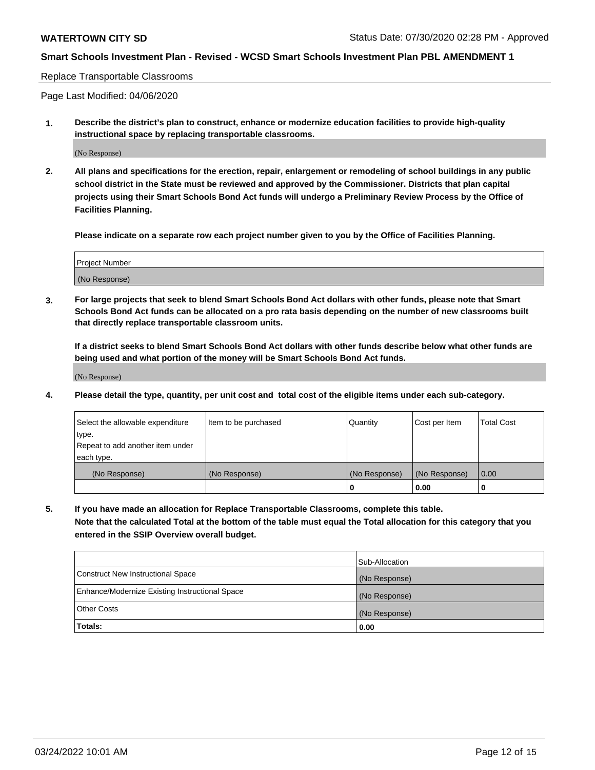Replace Transportable Classrooms

Page Last Modified: 04/06/2020

**1. Describe the district's plan to construct, enhance or modernize education facilities to provide high-quality instructional space by replacing transportable classrooms.**

(No Response)

**2. All plans and specifications for the erection, repair, enlargement or remodeling of school buildings in any public school district in the State must be reviewed and approved by the Commissioner. Districts that plan capital projects using their Smart Schools Bond Act funds will undergo a Preliminary Review Process by the Office of Facilities Planning.**

**Please indicate on a separate row each project number given to you by the Office of Facilities Planning.**

| Project Number |
|---|
| (No Response) |

**3. For large projects that seek to blend Smart Schools Bond Act dollars with other funds, please note that Smart Schools Bond Act funds can be allocated on a pro rata basis depending on the number of new classrooms built that directly replace transportable classroom units.**

**If a district seeks to blend Smart Schools Bond Act dollars with other funds describe below what other funds are being used and what portion of the money will be Smart Schools Bond Act funds.**

(No Response)

**4. Please detail the type, quantity, per unit cost and total cost of the eligible items under each sub-category.**

| Select the allowable expenditure type. Repeat to add another item under each type. | Item to be purchased | Quantity | Cost per Item | Total Cost |
|---|---|---|---|---|
| (No Response) | (No Response) | (No Response) | (No Response) | 0.00 |
| | | 0 | 0.00 | 0 |

**5. If you have made an allocation for Replace Transportable Classrooms, complete this table. Note that the calculated Total at the bottom of the table must equal the Total allocation for this category that you entered in the SSIP Overview overall budget.**

| | Sub-Allocation |
|---|---|
| Construct New Instructional Space | (No Response) |
| Enhance/Modernize Existing Instructional Space | (No Response) |
| Other Costs | (No Response) |
| **Totals:** | **0.00** |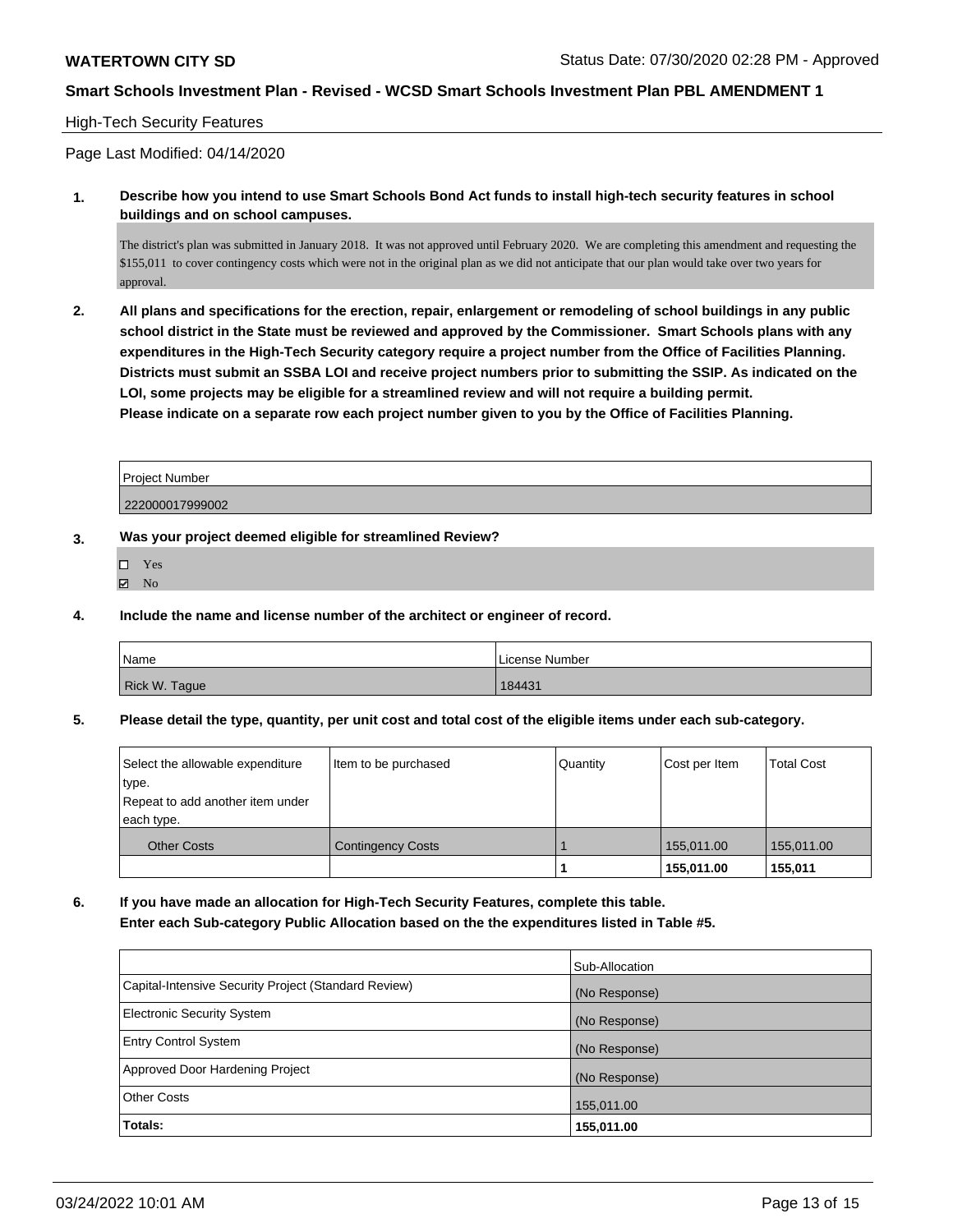## High-Tech Security Features

Page Last Modified: 04/14/2020

**1. Describe how you intend to use Smart Schools Bond Act funds to install high-tech security features in school buildings and on school campuses.**

The district's plan was submitted in January 2018. It was not approved until February 2020. We are completing this amendment and requesting the $155,011 to cover contingency costs which were not in the original plan as we did not anticipate that our plan would take over two years for approval.

**2. All plans and specifications for the erection, repair, enlargement or remodeling of school buildings in any public school district in the State must be reviewed and approved by the Commissioner. Smart Schools plans with any expenditures in the High-Tech Security category require a project number from the Office of Facilities Planning. Districts must submit an SSBA LOI and receive project numbers prior to submitting the SSIP. As indicated on the LOI, some projects may be eligible for a streamlined review and will not require a building permit.**
**Please indicate on a separate row each project number given to you by the Office of Facilities Planning.**

| Project Number |
|---|
| 222000017999002 |

**3. Was your project deemed eligible for streamlined Review?**

- ☐ Yes
- ☑ No

**4. Include the name and license number of the architect or engineer of record.**

| Name | License Number |
|---|---|
| Rick W. Tague | 184431 |

**5. Please detail the type, quantity, per unit cost and total cost of the eligible items under each sub-category.**

| Select the allowable expenditure type. Repeat to add another item under each type. | Item to be purchased | Quantity | Cost per Item | Total Cost |
|---|---|---|---|---|
| Other Costs | Contingency Costs | 1 | 155,011.00 | 155,011.00 |
| | | **1** | **155,011.00** | **155,011** |

**6. If you have made an allocation for High-Tech Security Features, complete this table.**
**Enter each Sub-category Public Allocation based on the the expenditures listed in Table #5.**

| | Sub-Allocation |
|---|---|
| Capital-Intensive Security Project (Standard Review) | (No Response) |
| Electronic Security System | (No Response) |
| Entry Control System | (No Response) |
| Approved Door Hardening Project | (No Response) |
| Other Costs | 155,011.00 |
| **Totals:** | **155,011.00** |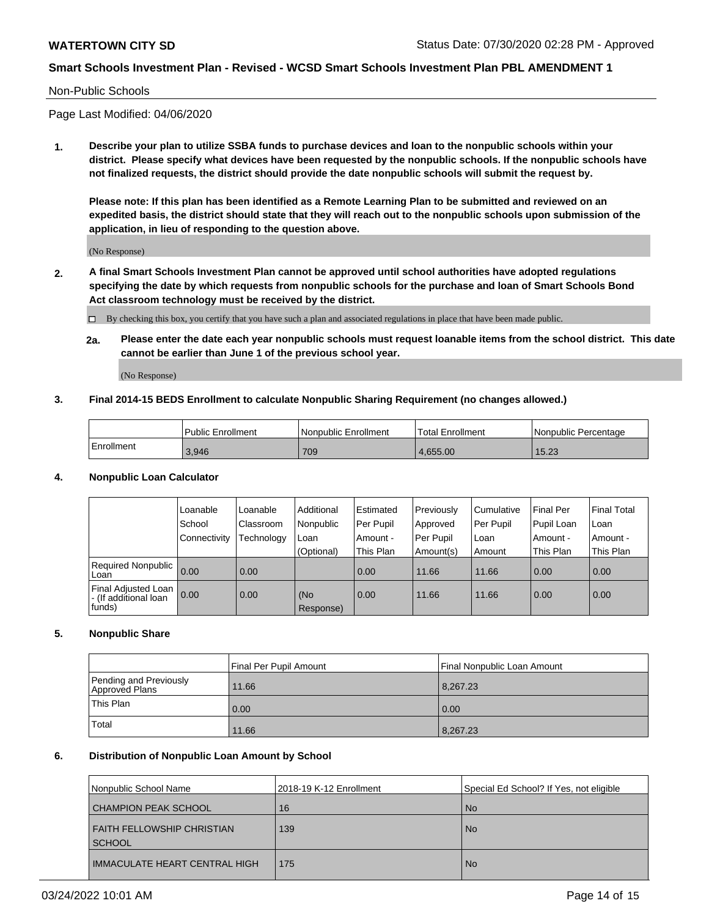Non-Public Schools

Page Last Modified: 04/06/2020

**1. Describe your plan to utilize SSBA funds to purchase devices and loan to the nonpublic schools within your district. Please specify what devices have been requested by the nonpublic schools. If the nonpublic schools have not finalized requests, the district should provide the date nonpublic schools will submit the request by.**

**Please note: If this plan has been identified as a Remote Learning Plan to be submitted and reviewed on an expedited basis, the district should state that they will reach out to the nonpublic schools upon submission of the application, in lieu of responding to the question above.**

(No Response)

**2. A final Smart Schools Investment Plan cannot be approved until school authorities have adopted regulations specifying the date by which requests from nonpublic schools for the purchase and loan of Smart Schools Bond Act classroom technology must be received by the district.**

☐ By checking this box, you certify that you have such a plan and associated regulations in place that have been made public.

**2a. Please enter the date each year nonpublic schools must request loanable items from the school district. This date cannot be earlier than June 1 of the previous school year.**

(No Response)

**3. Final 2014-15 BEDS Enrollment to calculate Nonpublic Sharing Requirement (no changes allowed.)**

| | Public Enrollment | Nonpublic Enrollment | Total Enrollment | Nonpublic Percentage |
|---|---|---|---|---|
| Enrollment | 3,946 | 709 | 4,655.00 | 15.23 |

**4. Nonpublic Loan Calculator**

| | Loanable School Connectivity | Loanable Classroom Technology | Additional Nonpublic Loan (Optional) | Estimated Per Pupil Amount - This Plan | Previously Approved Per Pupil Amount(s) | Cumulative Per Pupil Loan Amount | Final Per Pupil Loan Amount - This Plan | Final Total Loan Amount - This Plan |
|---|---|---|---|---|---|---|---|---|
| Required Nonpublic Loan | 0.00 | 0.00 | | 0.00 | 11.66 | 11.66 | 0.00 | 0.00 |
| Final Adjusted Loan - (If additional loan funds) | 0.00 | 0.00 | (No Response) | 0.00 | 11.66 | 11.66 | 0.00 | 0.00 |

**5. Nonpublic Share**

| | Final Per Pupil Amount | Final Nonpublic Loan Amount |
|---|---|---|
| Pending and Previously Approved Plans | 11.66 | 8,267.23 |
| This Plan | 0.00 | 0.00 |
| Total | 11.66 | 8,267.23 |

**6. Distribution of Nonpublic Loan Amount by School**

| Nonpublic School Name | 2018-19 K-12 Enrollment | Special Ed School? If Yes, not eligible |
|---|---|---|
| CHAMPION PEAK SCHOOL | 16 | No |
| FAITH FELLOWSHIP CHRISTIAN SCHOOL | 139 | No |
| IMMACULATE HEART CENTRAL HIGH | 175 | No |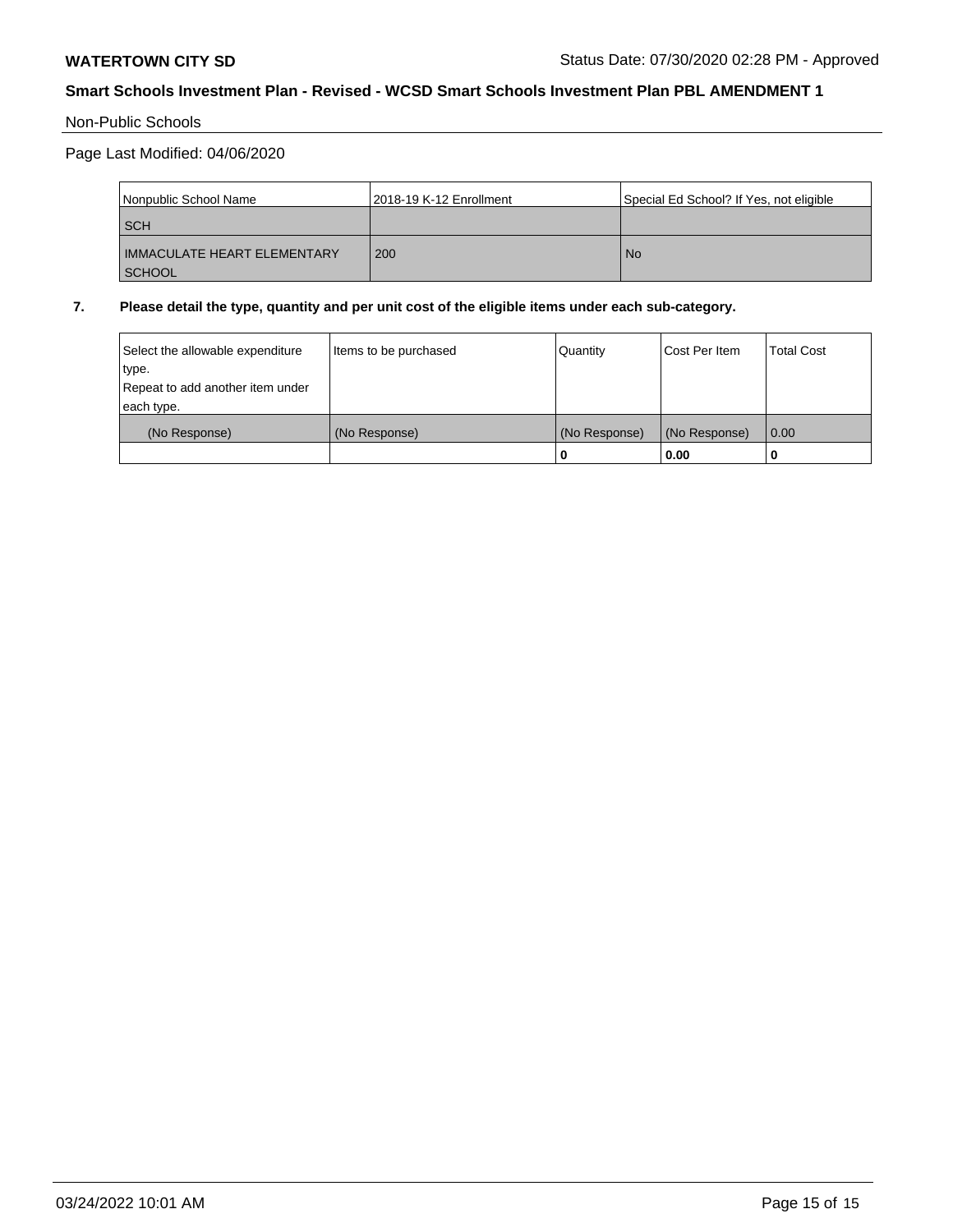**Smart Schools Investment Plan - Revised - WCSD Smart Schools Investment Plan PBL AMENDMENT 1**

Non-Public Schools

Page Last Modified: 04/06/2020

| Nonpublic School Name | 2018-19 K-12 Enrollment | Special Ed School? If Yes, not eligible |
|---|---|---|
| SCH | | |
| IMMACULATE HEART ELEMENTARY SCHOOL | 200 | No |

**7. Please detail the type, quantity and per unit cost of the eligible items under each sub-category.**

| Select the allowable expenditure type. Repeat to add another item under each type. | Items to be purchased | Quantity | Cost Per Item | Total Cost |
|---|---|---|---|---|
| (No Response) | (No Response) | (No Response) | (No Response) | 0.00 |
| | | **0** | **0.00** | **0** |